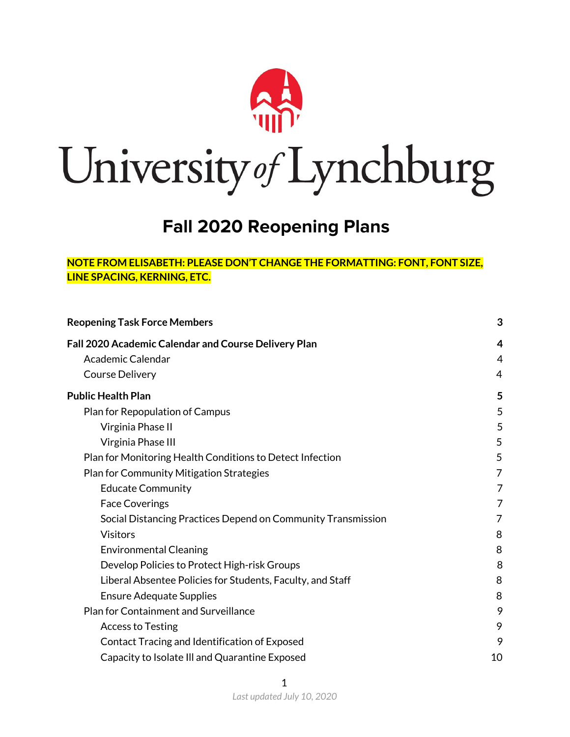# University of Lynchburg

## Fall 2020 Reopening Plans

**NOTE FROM ELISABETH: PLEASE DON'T CHANGE THE FORMATTING: FONT, FONT SIZE, LINE SPACING, KERNING, ETC.**

**Reopening Task Force Members** 3

**Fall 2020 Academic Calendar and Course Delivery Plan** 4
- Academic Calendar 4
- Course Delivery 4

**Public Health Plan** 5
- Plan for Repopulation of Campus 5
  - Virginia Phase II 5
  - Virginia Phase III 5
- Plan for Monitoring Health Conditions to Detect Infection 5
- Plan for Community Mitigation Strategies 7
  - Educate Community 7
  - Face Coverings 7
  - Social Distancing Practices Depend on Community Transmission 7
  - Visitors 8
  - Environmental Cleaning 8
  - Develop Policies to Protect High-risk Groups 8
  - Liberal Absentee Policies for Students, Faculty, and Staff 8
  - Ensure Adequate Supplies 8
- Plan for Containment and Surveillance 9
  - Access to Testing 9
  - Contact Tracing and Identification of Exposed 9
  - Capacity to Isolate Ill and Quarantine Exposed 10

*Last updated July 10, 2020*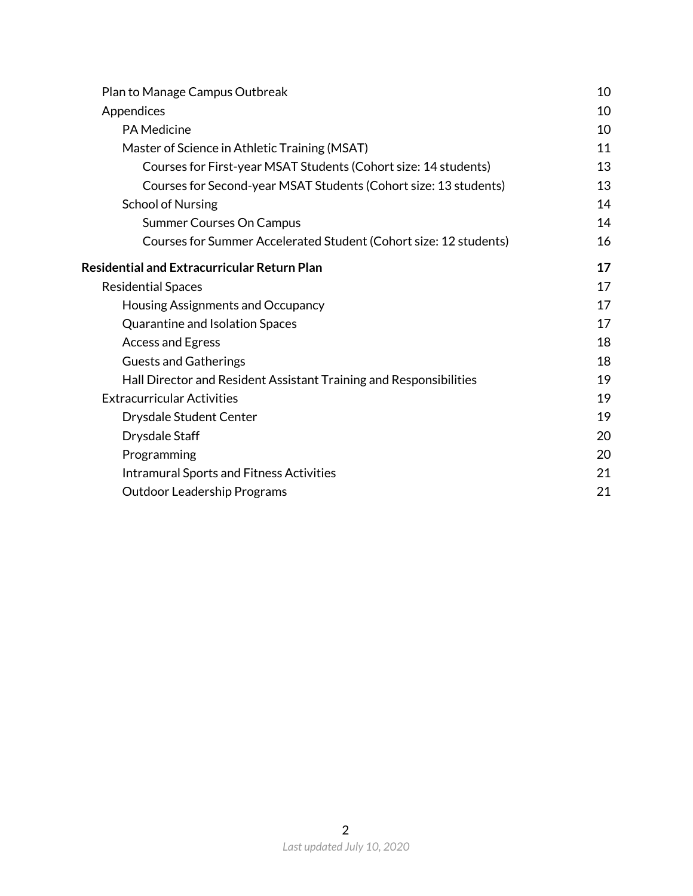- Plan to Manage Campus Outbreak — 10
- Appendices — 10
  - PA Medicine — 10
  - Master of Science in Athletic Training (MSAT) — 11
    - Courses for First-year MSAT Students (Cohort size: 14 students) — 13
    - Courses for Second-year MSAT Students (Cohort size: 13 students) — 13
  - School of Nursing — 14
    - Summer Courses On Campus — 14
    - Courses for Summer Accelerated Student (Cohort size: 12 students) — 16

**Residential and Extracurricular Return Plan — 17**

- Residential Spaces — 17
  - Housing Assignments and Occupancy — 17
  - Quarantine and Isolation Spaces — 17
  - Access and Egress — 18
  - Guests and Gatherings — 18
  - Hall Director and Resident Assistant Training and Responsibilities — 19
- Extracurricular Activities — 19
  - Drysdale Student Center — 19
  - Drysdale Staff — 20
  - Programming — 20
  - Intramural Sports and Fitness Activities — 21
  - Outdoor Leadership Programs — 21

*Last updated July 10, 2020*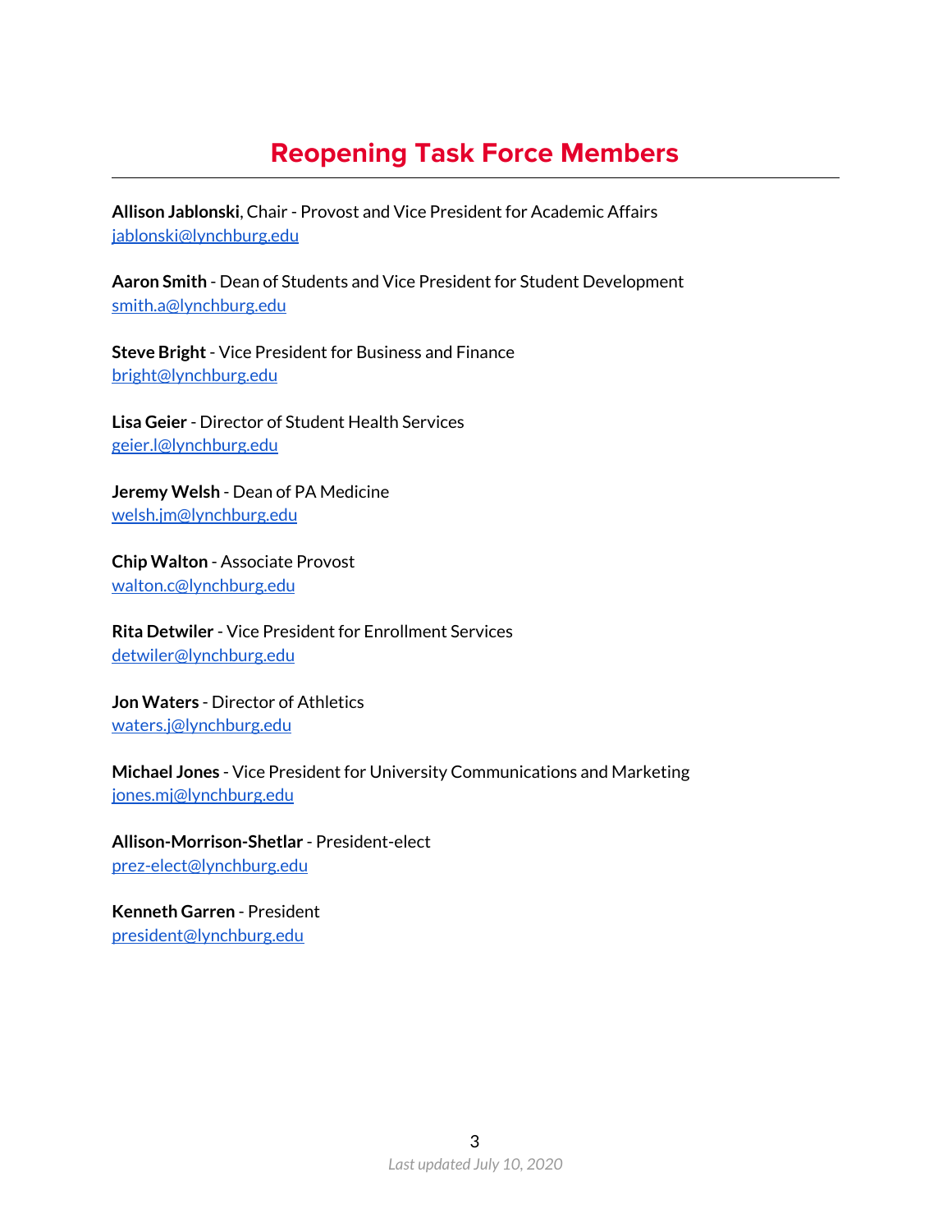# Reopening Task Force Members

**Allison Jablonski**, Chair - Provost and Vice President for Academic Affairs
jablonski@lynchburg.edu

**Aaron Smith** - Dean of Students and Vice President for Student Development
smith.a@lynchburg.edu

**Steve Bright** - Vice President for Business and Finance
bright@lynchburg.edu

**Lisa Geier** - Director of Student Health Services
geier.l@lynchburg.edu

**Jeremy Welsh** - Dean of PA Medicine
welsh.jm@lynchburg.edu

**Chip Walton** - Associate Provost
walton.c@lynchburg.edu

**Rita Detwiler** - Vice President for Enrollment Services
detwiler@lynchburg.edu

**Jon Waters** - Director of Athletics
waters.j@lynchburg.edu

**Michael Jones** - Vice President for University Communications and Marketing
jones.mj@lynchburg.edu

**Allison-Morrison-Shetlar** - President-elect
prez-elect@lynchburg.edu

**Kenneth Garren** - President
president@lynchburg.edu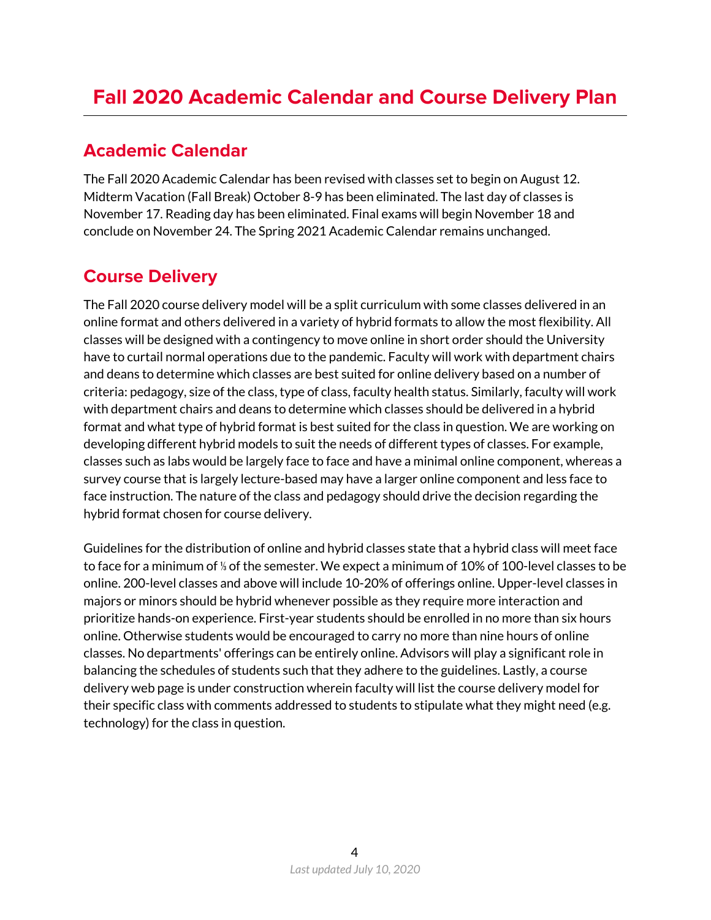# Fall 2020 Academic Calendar and Course Delivery Plan

## Academic Calendar

The Fall 2020 Academic Calendar has been revised with classes set to begin on August 12. Midterm Vacation (Fall Break) October 8-9 has been eliminated. The last day of classes is November 17. Reading day has been eliminated. Final exams will begin November 18 and conclude on November 24. The Spring 2021 Academic Calendar remains unchanged.

## Course Delivery

The Fall 2020 course delivery model will be a split curriculum with some classes delivered in an online format and others delivered in a variety of hybrid formats to allow the most flexibility. All classes will be designed with a contingency to move online in short order should the University have to curtail normal operations due to the pandemic. Faculty will work with department chairs and deans to determine which classes are best suited for online delivery based on a number of criteria: pedagogy, size of the class, type of class, faculty health status. Similarly, faculty will work with department chairs and deans to determine which classes should be delivered in a hybrid format and what type of hybrid format is best suited for the class in question. We are working on developing different hybrid models to suit the needs of different types of classes. For example, classes such as labs would be largely face to face and have a minimal online component, whereas a survey course that is largely lecture-based may have a larger online component and less face to face instruction. The nature of the class and pedagogy should drive the decision regarding the hybrid format chosen for course delivery.

Guidelines for the distribution of online and hybrid classes state that a hybrid class will meet face to face for a minimum of ⅓ of the semester. We expect a minimum of 10% of 100-level classes to be online. 200-level classes and above will include 10-20% of offerings online. Upper-level classes in majors or minors should be hybrid whenever possible as they require more interaction and prioritize hands-on experience. First-year students should be enrolled in no more than six hours online. Otherwise students would be encouraged to carry no more than nine hours of online classes. No departments' offerings can be entirely online. Advisors will play a significant role in balancing the schedules of students such that they adhere to the guidelines. Lastly, a course delivery web page is under construction wherein faculty will list the course delivery model for their specific class with comments addressed to students to stipulate what they might need (e.g. technology) for the class in question.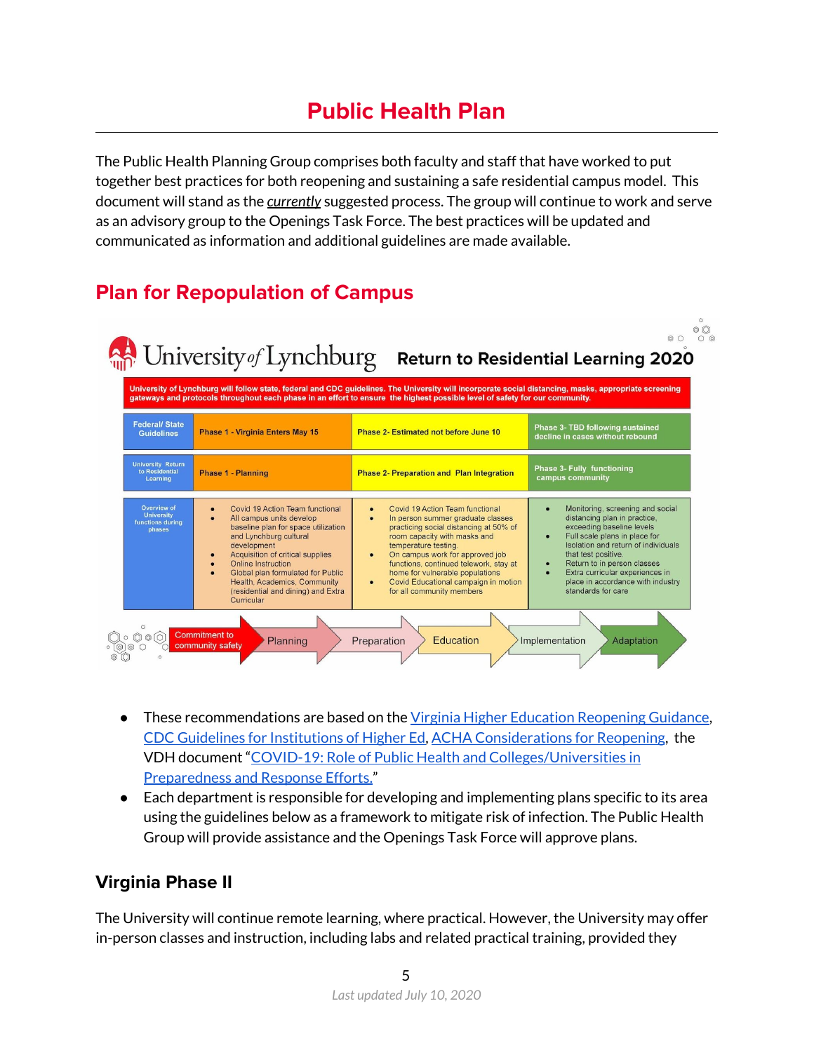# Public Health Plan

The Public Health Planning Group comprises both faculty and staff that have worked to put together best practices for both reopening and sustaining a safe residential campus model. This document will stand as the *currently* suggested process. The group will continue to work and serve as an advisory group to the Openings Task Force. The best practices will be updated and communicated as information and additional guidelines are made available.

## Plan for Repopulation of Campus

**University of Lynchburg — Return to Residential Learning 2020**

University of Lynchburg will follow state, federal and CDC guidelines. The University will incorporate social distancing, masks, appropriate screening gateways and protocols throughout each phase in an effort to ensure the highest possible level of safety for our community.

| Federal/ State Guidelines | Phase 1 - Virginia Enters May 15 | Phase 2- Estimated not before June 10 | Phase 3- TBD following sustained decline in cases without rebound |
|---|---|---|---|
| University Return to Residential Learning | Phase 1 - Planning | Phase 2- Preparation and Plan Integration | Phase 3- Fully functioning campus community |
| Overview of University functions during phases | • Covid 19 Action Team functional<br>• All campus units develop baseline plan for space utilization and Lynchburg cultural development<br>• Acquisition of critical supplies<br>• Online Instruction<br>• Global plan formulated for Public Health, Academics, Community (residential and dining) and Extra Curricular | • Covid 19 Action Team functional<br>• In person summer graduate classes practicing social distancing at 50% of room capacity with masks and temperature testing.<br>• On campus work for approved job functions, continued telework, stay at home for vulnerable populations<br>• Covid Educational campaign in motion for all community members | • Monitoring, screening and social distancing plan in practice, exceeding baseline levels<br>• Full scale plans in place for Isolation and return of individuals that test positive.<br>• Return to in person classes<br>• Extra curricular experiences in place in accordance with industry standards for care |

Commitment to community safety → Planning → Preparation → Education → Implementation → Adaptation

- These recommendations are based on the [Virginia Higher Education Reopening Guidance](), [CDC Guidelines for Institutions of Higher Ed](), [ACHA Considerations for Reopening](), the VDH document "[COVID-19: Role of Public Health and Colleges/Universities in Preparedness and Response Efforts.]()"
- Each department is responsible for developing and implementing plans specific to its area using the guidelines below as a framework to mitigate risk of infection. The Public Health Group will provide assistance and the Openings Task Force will approve plans.

### Virginia Phase II

The University will continue remote learning, where practical. However, the University may offer in-person classes and instruction, including labs and related practical training, provided they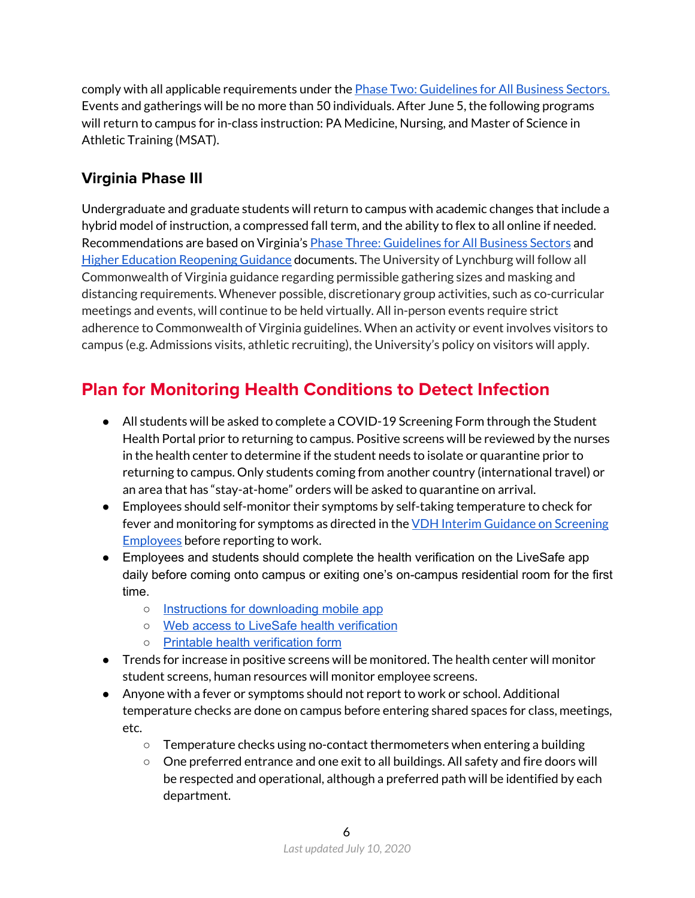comply with all applicable requirements under the [Phase Two: Guidelines for All Business Sectors.](#) Events and gatherings will be no more than 50 individuals. After June 5, the following programs will return to campus for in-class instruction: PA Medicine, Nursing, and Master of Science in Athletic Training (MSAT).

### Virginia Phase III

Undergraduate and graduate students will return to campus with academic changes that include a hybrid model of instruction, a compressed fall term, and the ability to flex to all online if needed. Recommendations are based on Virginia's [Phase Three: Guidelines for All Business Sectors](#) and [Higher Education Reopening Guidance](#) documents. The University of Lynchburg will follow all Commonwealth of Virginia guidance regarding permissible gathering sizes and masking and distancing requirements. Whenever possible, discretionary group activities, such as co-curricular meetings and events, will continue to be held virtually. All in-person events require strict adherence to Commonwealth of Virginia guidelines. When an activity or event involves visitors to campus (e.g. Admissions visits, athletic recruiting), the University's policy on visitors will apply.

## Plan for Monitoring Health Conditions to Detect Infection

- All students will be asked to complete a COVID-19 Screening Form through the Student Health Portal prior to returning to campus. Positive screens will be reviewed by the nurses in the health center to determine if the student needs to isolate or quarantine prior to returning to campus. Only students coming from another country (international travel) or an area that has "stay-at-home" orders will be asked to quarantine on arrival.
- Employees should self-monitor their symptoms by self-taking temperature to check for fever and monitoring for symptoms as directed in the [VDH Interim Guidance on Screening Employees](#) before reporting to work.
- Employees and students should complete the health verification on the LiveSafe app daily before coming onto campus or exiting one's on-campus residential room for the first time.
  - [Instructions for downloading mobile app](#)
  - [Web access to LiveSafe health verification](#)
  - [Printable health verification form](#)
- Trends for increase in positive screens will be monitored. The health center will monitor student screens, human resources will monitor employee screens.
- Anyone with a fever or symptoms should not report to work or school. Additional temperature checks are done on campus before entering shared spaces for class, meetings, etc.
  - Temperature checks using no-contact thermometers when entering a building
  - One preferred entrance and one exit to all buildings. All safety and fire doors will be respected and operational, although a preferred path will be identified by each department.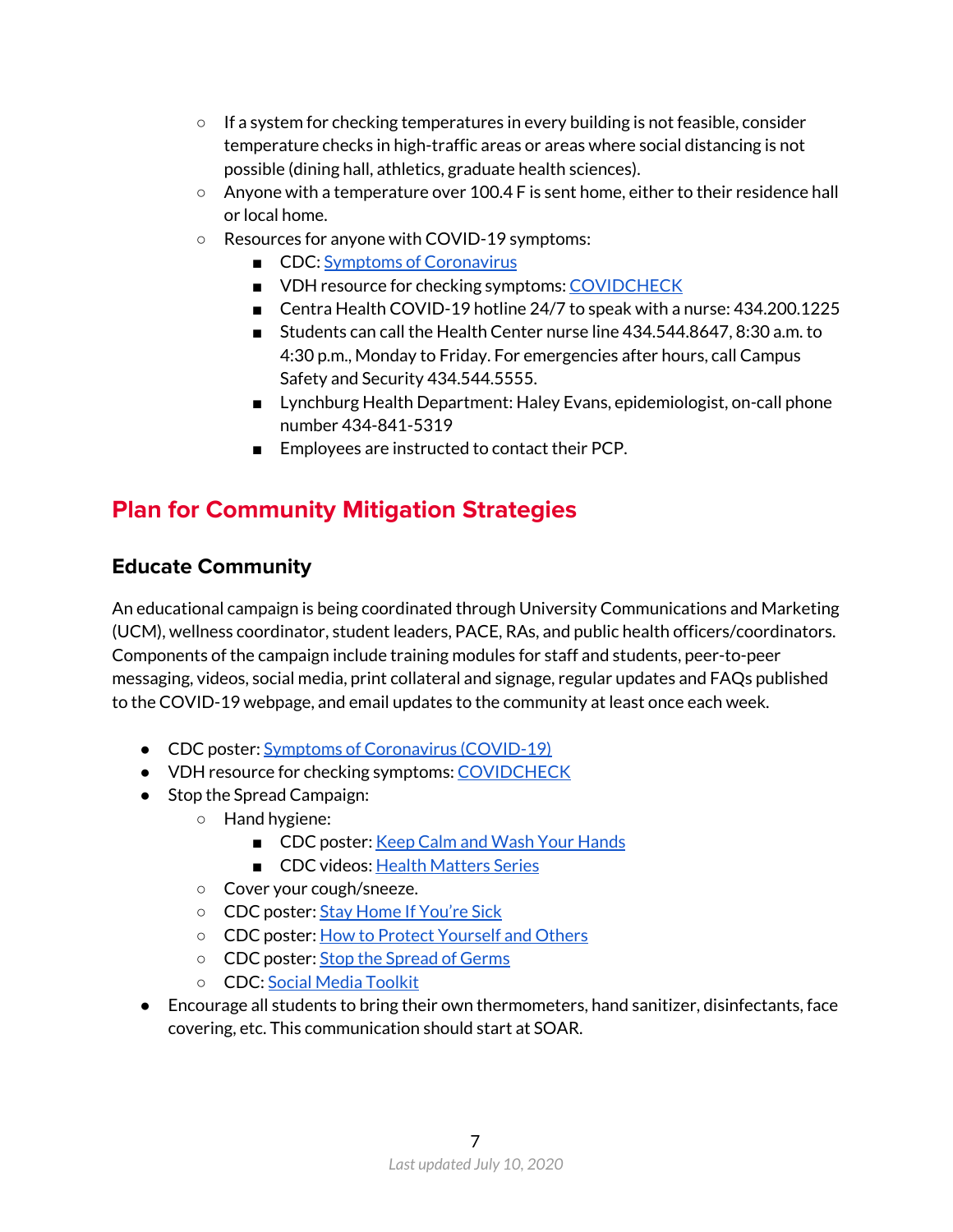- If a system for checking temperatures in every building is not feasible, consider temperature checks in high-traffic areas or areas where social distancing is not possible (dining hall, athletics, graduate health sciences).
    - Anyone with a temperature over 100.4 F is sent home, either to their residence hall or local home.
    - Resources for anyone with COVID-19 symptoms:
        - CDC: Symptoms of Coronavirus
        - VDH resource for checking symptoms: COVIDCHECK
        - Centra Health COVID-19 hotline 24/7 to speak with a nurse: 434.200.1225
        - Students can call the Health Center nurse line 434.544.8647, 8:30 a.m. to 4:30 p.m., Monday to Friday. For emergencies after hours, call Campus Safety and Security 434.544.5555.
        - Lynchburg Health Department: Haley Evans, epidemiologist, on-call phone number 434-841-5319
        - Employees are instructed to contact their PCP.

## Plan for Community Mitigation Strategies

### Educate Community

An educational campaign is being coordinated through University Communications and Marketing (UCM), wellness coordinator, student leaders, PACE, RAs, and public health officers/coordinators. Components of the campaign include training modules for staff and students, peer-to-peer messaging, videos, social media, print collateral and signage, regular updates and FAQs published to the COVID-19 webpage, and email updates to the community at least once each week.

- CDC poster: Symptoms of Coronavirus (COVID-19)
- VDH resource for checking symptoms: COVIDCHECK
- Stop the Spread Campaign:
    - Hand hygiene:
        - CDC poster: Keep Calm and Wash Your Hands
        - CDC videos: Health Matters Series
    - Cover your cough/sneeze.
    - CDC poster: Stay Home If You're Sick
    - CDC poster: How to Protect Yourself and Others
    - CDC poster: Stop the Spread of Germs
    - CDC: Social Media Toolkit
- Encourage all students to bring their own thermometers, hand sanitizer, disinfectants, face covering, etc. This communication should start at SOAR.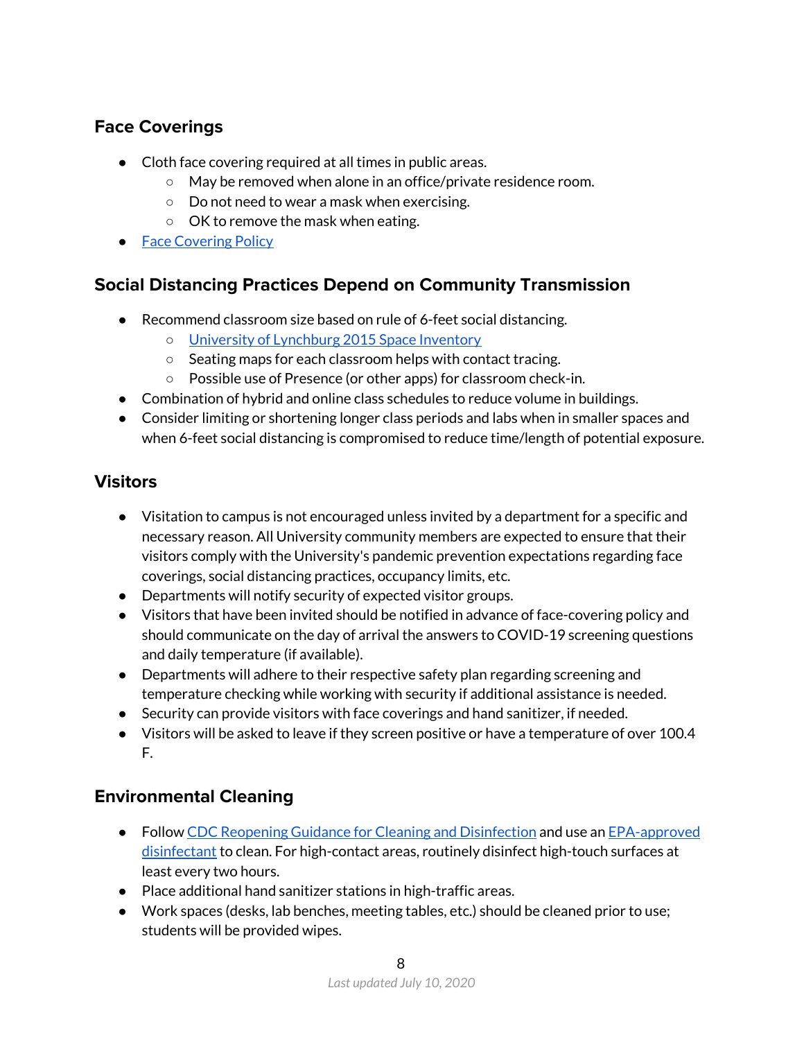## Face Coverings

- Cloth face covering required at all times in public areas.
    - May be removed when alone in an office/private residence room.
    - Do not need to wear a mask when exercising.
    - OK to remove the mask when eating.
- Face Covering Policy

## Social Distancing Practices Depend on Community Transmission

- Recommend classroom size based on rule of 6-feet social distancing.
    - University of Lynchburg 2015 Space Inventory
    - Seating maps for each classroom helps with contact tracing.
    - Possible use of Presence (or other apps) for classroom check-in.
- Combination of hybrid and online class schedules to reduce volume in buildings.
- Consider limiting or shortening longer class periods and labs when in smaller spaces and when 6-feet social distancing is compromised to reduce time/length of potential exposure.

## Visitors

- Visitation to campus is not encouraged unless invited by a department for a specific and necessary reason. All University community members are expected to ensure that their visitors comply with the University's pandemic prevention expectations regarding face coverings, social distancing practices, occupancy limits, etc.
- Departments will notify security of expected visitor groups.
- Visitors that have been invited should be notified in advance of face-covering policy and should communicate on the day of arrival the answers to COVID-19 screening questions and daily temperature (if available).
- Departments will adhere to their respective safety plan regarding screening and temperature checking while working with security if additional assistance is needed.
- Security can provide visitors with face coverings and hand sanitizer, if needed.
- Visitors will be asked to leave if they screen positive or have a temperature of over 100.4 F.

## Environmental Cleaning

- Follow CDC Reopening Guidance for Cleaning and Disinfection and use an EPA-approved disinfectant to clean. For high-contact areas, routinely disinfect high-touch surfaces at least every two hours.
- Place additional hand sanitizer stations in high-traffic areas.
- Work spaces (desks, lab benches, meeting tables, etc.) should be cleaned prior to use; students will be provided wipes.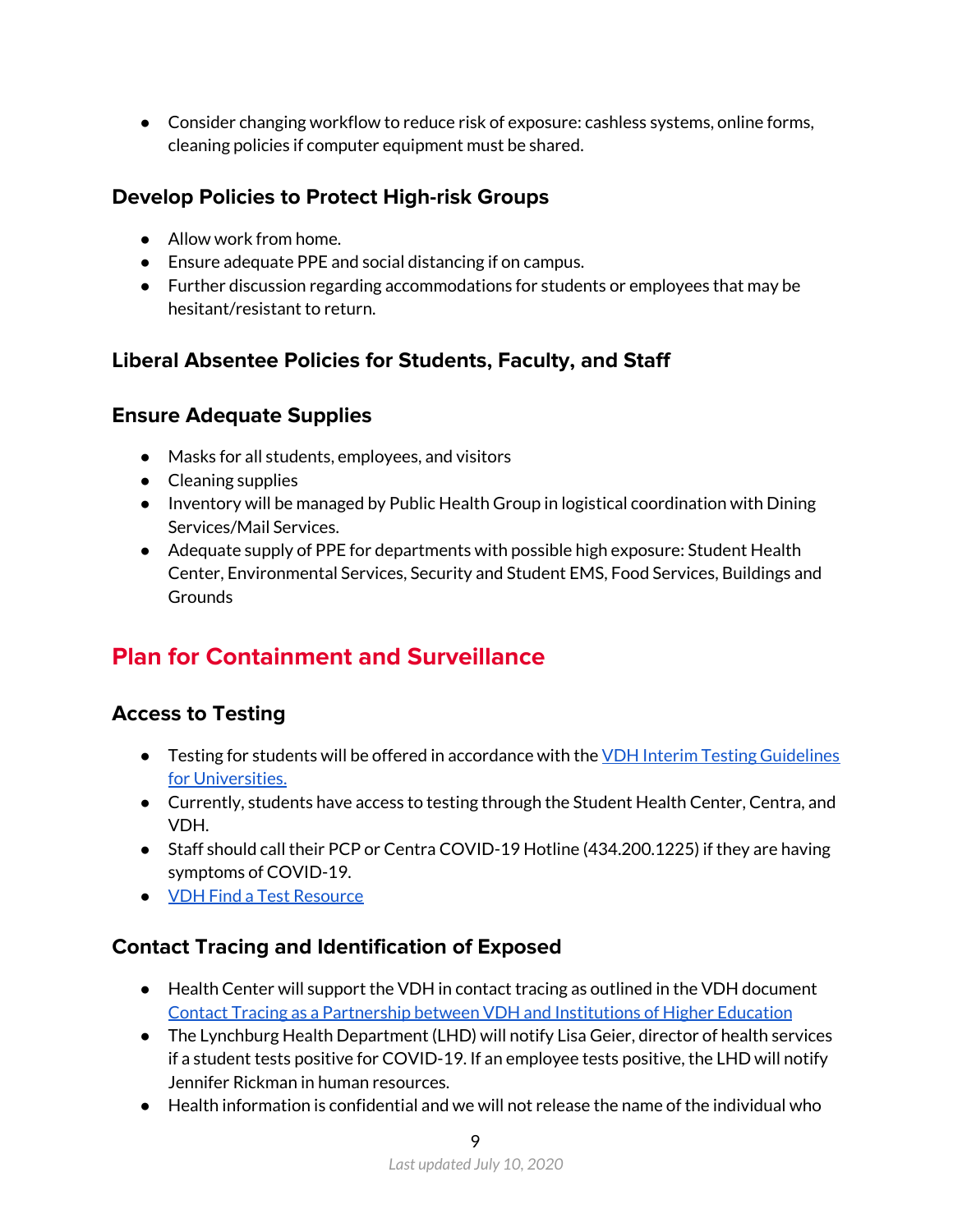- Consider changing workflow to reduce risk of exposure: cashless systems, online forms, cleaning policies if computer equipment must be shared.

### Develop Policies to Protect High-risk Groups

- Allow work from home.
- Ensure adequate PPE and social distancing if on campus.
- Further discussion regarding accommodations for students or employees that may be hesitant/resistant to return.

### Liberal Absentee Policies for Students, Faculty, and Staff

### Ensure Adequate Supplies

- Masks for all students, employees, and visitors
- Cleaning supplies
- Inventory will be managed by Public Health Group in logistical coordination with Dining Services/Mail Services.
- Adequate supply of PPE for departments with possible high exposure: Student Health Center, Environmental Services, Security and Student EMS, Food Services, Buildings and Grounds

## Plan for Containment and Surveillance

### Access to Testing

- Testing for students will be offered in accordance with the [VDH Interim Testing Guidelines for Universities.]()
- Currently, students have access to testing through the Student Health Center, Centra, and VDH.
- Staff should call their PCP or Centra COVID-19 Hotline (434.200.1225) if they are having symptoms of COVID-19.
- [VDH Find a Test Resource]()

### Contact Tracing and Identification of Exposed

- Health Center will support the VDH in contact tracing as outlined in the VDH document [Contact Tracing as a Partnership between VDH and Institutions of Higher Education]()
- The Lynchburg Health Department (LHD) will notify Lisa Geier, director of health services if a student tests positive for COVID-19. If an employee tests positive, the LHD will notify Jennifer Rickman in human resources.
- Health information is confidential and we will not release the name of the individual who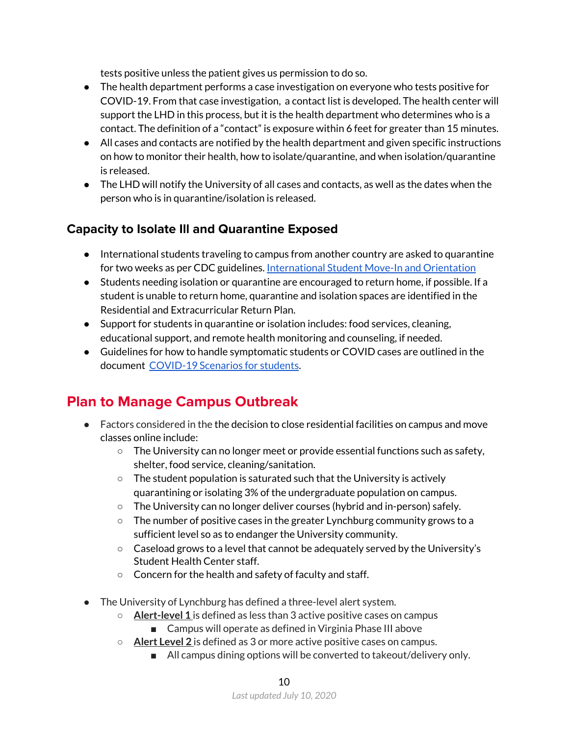tests positive unless the patient gives us permission to do so.

- The health department performs a case investigation on everyone who tests positive for COVID-19. From that case investigation, a contact list is developed. The health center will support the LHD in this process, but it is the health department who determines who is a contact. The definition of a "contact" is exposure within 6 feet for greater than 15 minutes.
- All cases and contacts are notified by the health department and given specific instructions on how to monitor their health, how to isolate/quarantine, and when isolation/quarantine is released.
- The LHD will notify the University of all cases and contacts, as well as the dates when the person who is in quarantine/isolation is released.

### Capacity to Isolate Ill and Quarantine Exposed

- International students traveling to campus from another country are asked to quarantine for two weeks as per CDC guidelines. [International Student Move-In and Orientation]
- Students needing isolation or quarantine are encouraged to return home, if possible. If a student is unable to return home, quarantine and isolation spaces are identified in the Residential and Extracurricular Return Plan.
- Support for students in quarantine or isolation includes: food services, cleaning, educational support, and remote health monitoring and counseling, if needed.
- Guidelines for how to handle symptomatic students or COVID cases are outlined in the document [COVID-19 Scenarios for students].

## Plan to Manage Campus Outbreak

- Factors considered in the the decision to close residential facilities on campus and move classes online include:
  - The University can no longer meet or provide essential functions such as safety, shelter, food service, cleaning/sanitation.
  - The student population is saturated such that the University is actively quarantining or isolating 3% of the undergraduate population on campus.
  - The University can no longer deliver courses (hybrid and in-person) safely.
  - The number of positive cases in the greater Lynchburg community grows to a sufficient level so as to endanger the University community.
  - Caseload grows to a level that cannot be adequately served by the University's Student Health Center staff.
  - Concern for the health and safety of faculty and staff.

- The University of Lynchburg has defined a three-level alert system.
  - **Alert-level 1** is defined as less than 3 active positive cases on campus
    - Campus will operate as defined in Virginia Phase III above
  - **Alert Level 2** is defined as 3 or more active positive cases on campus.
    - All campus dining options will be converted to takeout/delivery only.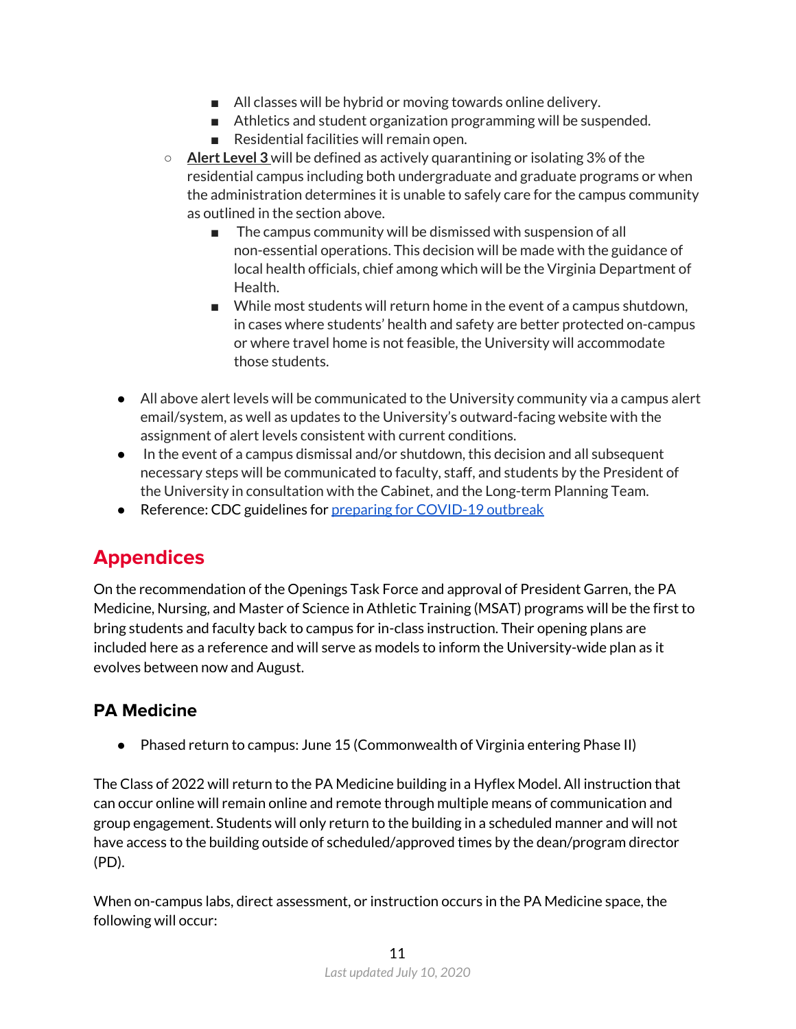- All classes will be hybrid or moving towards online delivery.
        - Athletics and student organization programming will be suspended.
        - Residential facilities will remain open.
    - **Alert Level 3** will be defined as actively quarantining or isolating 3% of the residential campus including both undergraduate and graduate programs or when the administration determines it is unable to safely care for the campus community as outlined in the section above.
        - The campus community will be dismissed with suspension of all non-essential operations. This decision will be made with the guidance of local health officials, chief among which will be the Virginia Department of Health.
        - While most students will return home in the event of a campus shutdown, in cases where students' health and safety are better protected on-campus or where travel home is not feasible, the University will accommodate those students.

- All above alert levels will be communicated to the University community via a campus alert email/system, as well as updates to the University's outward-facing website with the assignment of alert levels consistent with current conditions.
- In the event of a campus dismissal and/or shutdown, this decision and all subsequent necessary steps will be communicated to faculty, staff, and students by the President of the University in consultation with the Cabinet, and the Long-term Planning Team.
- Reference: CDC guidelines for [preparing for COVID-19 outbreak]()

## Appendices

On the recommendation of the Openings Task Force and approval of President Garren, the PA Medicine, Nursing, and Master of Science in Athletic Training (MSAT) programs will be the first to bring students and faculty back to campus for in-class instruction. Their opening plans are included here as a reference and will serve as models to inform the University-wide plan as it evolves between now and August.

### PA Medicine

- Phased return to campus: June 15 (Commonwealth of Virginia entering Phase II)

The Class of 2022 will return to the PA Medicine building in a Hyflex Model. All instruction that can occur online will remain online and remote through multiple means of communication and group engagement. Students will only return to the building in a scheduled manner and will not have access to the building outside of scheduled/approved times by the dean/program director (PD).

When on-campus labs, direct assessment, or instruction occurs in the PA Medicine space, the following will occur: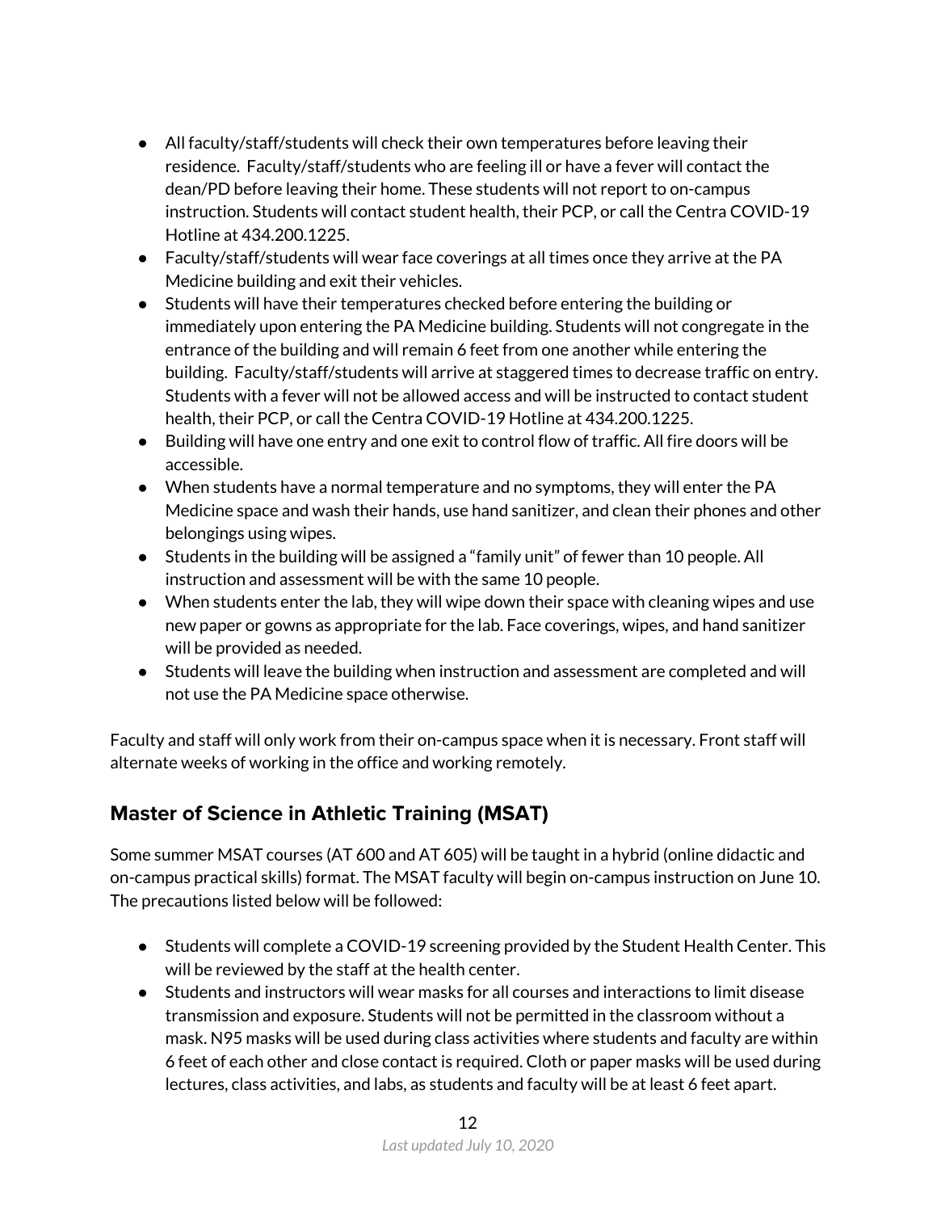- All faculty/staff/students will check their own temperatures before leaving their residence. Faculty/staff/students who are feeling ill or have a fever will contact the dean/PD before leaving their home. These students will not report to on-campus instruction. Students will contact student health, their PCP, or call the Centra COVID-19 Hotline at 434.200.1225.
- Faculty/staff/students will wear face coverings at all times once they arrive at the PA Medicine building and exit their vehicles.
- Students will have their temperatures checked before entering the building or immediately upon entering the PA Medicine building. Students will not congregate in the entrance of the building and will remain 6 feet from one another while entering the building. Faculty/staff/students will arrive at staggered times to decrease traffic on entry. Students with a fever will not be allowed access and will be instructed to contact student health, their PCP, or call the Centra COVID-19 Hotline at 434.200.1225.
- Building will have one entry and one exit to control flow of traffic. All fire doors will be accessible.
- When students have a normal temperature and no symptoms, they will enter the PA Medicine space and wash their hands, use hand sanitizer, and clean their phones and other belongings using wipes.
- Students in the building will be assigned a "family unit" of fewer than 10 people. All instruction and assessment will be with the same 10 people.
- When students enter the lab, they will wipe down their space with cleaning wipes and use new paper or gowns as appropriate for the lab. Face coverings, wipes, and hand sanitizer will be provided as needed.
- Students will leave the building when instruction and assessment are completed and will not use the PA Medicine space otherwise.

Faculty and staff will only work from their on-campus space when it is necessary. Front staff will alternate weeks of working in the office and working remotely.

## Master of Science in Athletic Training (MSAT)

Some summer MSAT courses (AT 600 and AT 605) will be taught in a hybrid (online didactic and on-campus practical skills) format. The MSAT faculty will begin on-campus instruction on June 10. The precautions listed below will be followed:

- Students will complete a COVID-19 screening provided by the Student Health Center. This will be reviewed by the staff at the health center.
- Students and instructors will wear masks for all courses and interactions to limit disease transmission and exposure. Students will not be permitted in the classroom without a mask. N95 masks will be used during class activities where students and faculty are within 6 feet of each other and close contact is required. Cloth or paper masks will be used during lectures, class activities, and labs, as students and faculty will be at least 6 feet apart.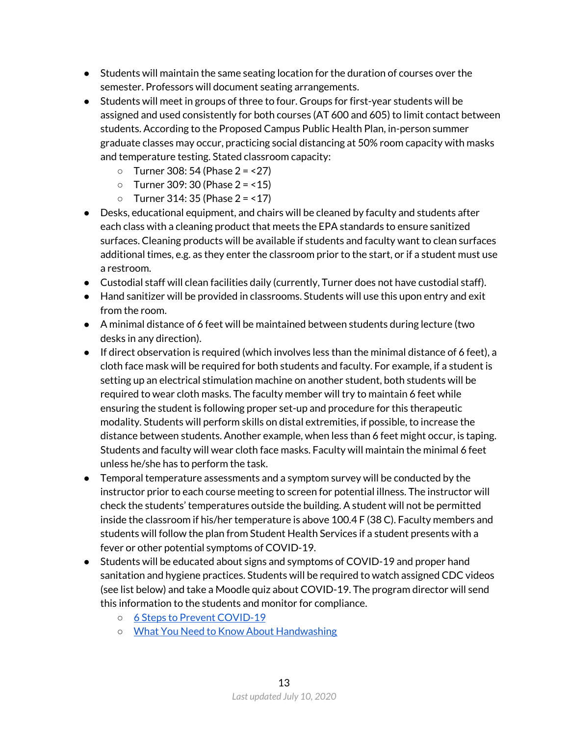- Students will maintain the same seating location for the duration of courses over the semester. Professors will document seating arrangements.
- Students will meet in groups of three to four. Groups for first-year students will be assigned and used consistently for both courses (AT 600 and 605) to limit contact between students. According to the Proposed Campus Public Health Plan, in-person summer graduate classes may occur, practicing social distancing at 50% room capacity with masks and temperature testing. Stated classroom capacity:
  - Turner 308: 54 (Phase 2 = <27)
  - Turner 309: 30 (Phase 2 = <15)
  - Turner 314: 35 (Phase 2 = <17)
- Desks, educational equipment, and chairs will be cleaned by faculty and students after each class with a cleaning product that meets the EPA standards to ensure sanitized surfaces. Cleaning products will be available if students and faculty want to clean surfaces additional times, e.g. as they enter the classroom prior to the start, or if a student must use a restroom.
- Custodial staff will clean facilities daily (currently, Turner does not have custodial staff).
- Hand sanitizer will be provided in classrooms. Students will use this upon entry and exit from the room.
- A minimal distance of 6 feet will be maintained between students during lecture (two desks in any direction).
- If direct observation is required (which involves less than the minimal distance of 6 feet), a cloth face mask will be required for both students and faculty. For example, if a student is setting up an electrical stimulation machine on another student, both students will be required to wear cloth masks. The faculty member will try to maintain 6 feet while ensuring the student is following proper set-up and procedure for this therapeutic modality. Students will perform skills on distal extremities, if possible, to increase the distance between students. Another example, when less than 6 feet might occur, is taping. Students and faculty will wear cloth face masks. Faculty will maintain the minimal 6 feet unless he/she has to perform the task.
- Temporal temperature assessments and a symptom survey will be conducted by the instructor prior to each course meeting to screen for potential illness. The instructor will check the students' temperatures outside the building. A student will not be permitted inside the classroom if his/her temperature is above 100.4 F (38 C). Faculty members and students will follow the plan from Student Health Services if a student presents with a fever or other potential symptoms of COVID-19.
- Students will be educated about signs and symptoms of COVID-19 and proper hand sanitation and hygiene practices. Students will be required to watch assigned CDC videos (see list below) and take a Moodle quiz about COVID-19. The program director will send this information to the students and monitor for compliance.
  - 6 Steps to Prevent COVID-19
  - What You Need to Know About Handwashing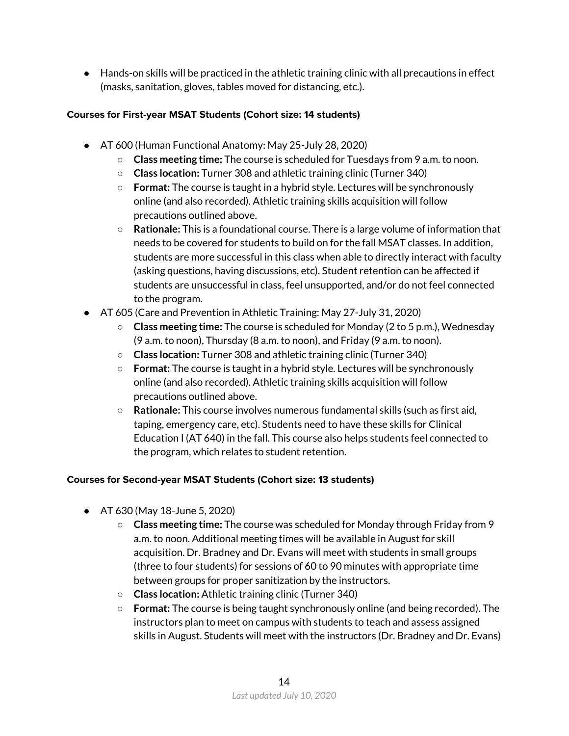- Hands-on skills will be practiced in the athletic training clinic with all precautions in effect (masks, sanitation, gloves, tables moved for distancing, etc.).

**Courses for First-year MSAT Students (Cohort size: 14 students)**

- AT 600 (Human Functional Anatomy: May 25-July 28, 2020)
    - **Class meeting time:** The course is scheduled for Tuesdays from 9 a.m. to noon.
    - **Class location:** Turner 308 and athletic training clinic (Turner 340)
    - **Format:** The course is taught in a hybrid style. Lectures will be synchronously online (and also recorded). Athletic training skills acquisition will follow precautions outlined above.
    - **Rationale:** This is a foundational course. There is a large volume of information that needs to be covered for students to build on for the fall MSAT classes. In addition, students are more successful in this class when able to directly interact with faculty (asking questions, having discussions, etc). Student retention can be affected if students are unsuccessful in class, feel unsupported, and/or do not feel connected to the program.
- AT 605 (Care and Prevention in Athletic Training: May 27-July 31, 2020)
    - **Class meeting time:** The course is scheduled for Monday (2 to 5 p.m.), Wednesday (9 a.m. to noon), Thursday (8 a.m. to noon), and Friday (9 a.m. to noon).
    - **Class location:** Turner 308 and athletic training clinic (Turner 340)
    - **Format:** The course is taught in a hybrid style. Lectures will be synchronously online (and also recorded). Athletic training skills acquisition will follow precautions outlined above.
    - **Rationale:** This course involves numerous fundamental skills (such as first aid, taping, emergency care, etc). Students need to have these skills for Clinical Education I (AT 640) in the fall. This course also helps students feel connected to the program, which relates to student retention.

**Courses for Second-year MSAT Students (Cohort size: 13 students)**

- AT 630 (May 18-June 5, 2020)
    - **Class meeting time:** The course was scheduled for Monday through Friday from 9 a.m. to noon. Additional meeting times will be available in August for skill acquisition. Dr. Bradney and Dr. Evans will meet with students in small groups (three to four students) for sessions of 60 to 90 minutes with appropriate time between groups for proper sanitization by the instructors.
    - **Class location:** Athletic training clinic (Turner 340)
    - **Format:** The course is being taught synchronously online (and being recorded). The instructors plan to meet on campus with students to teach and assess assigned skills in August. Students will meet with the instructors (Dr. Bradney and Dr. Evans)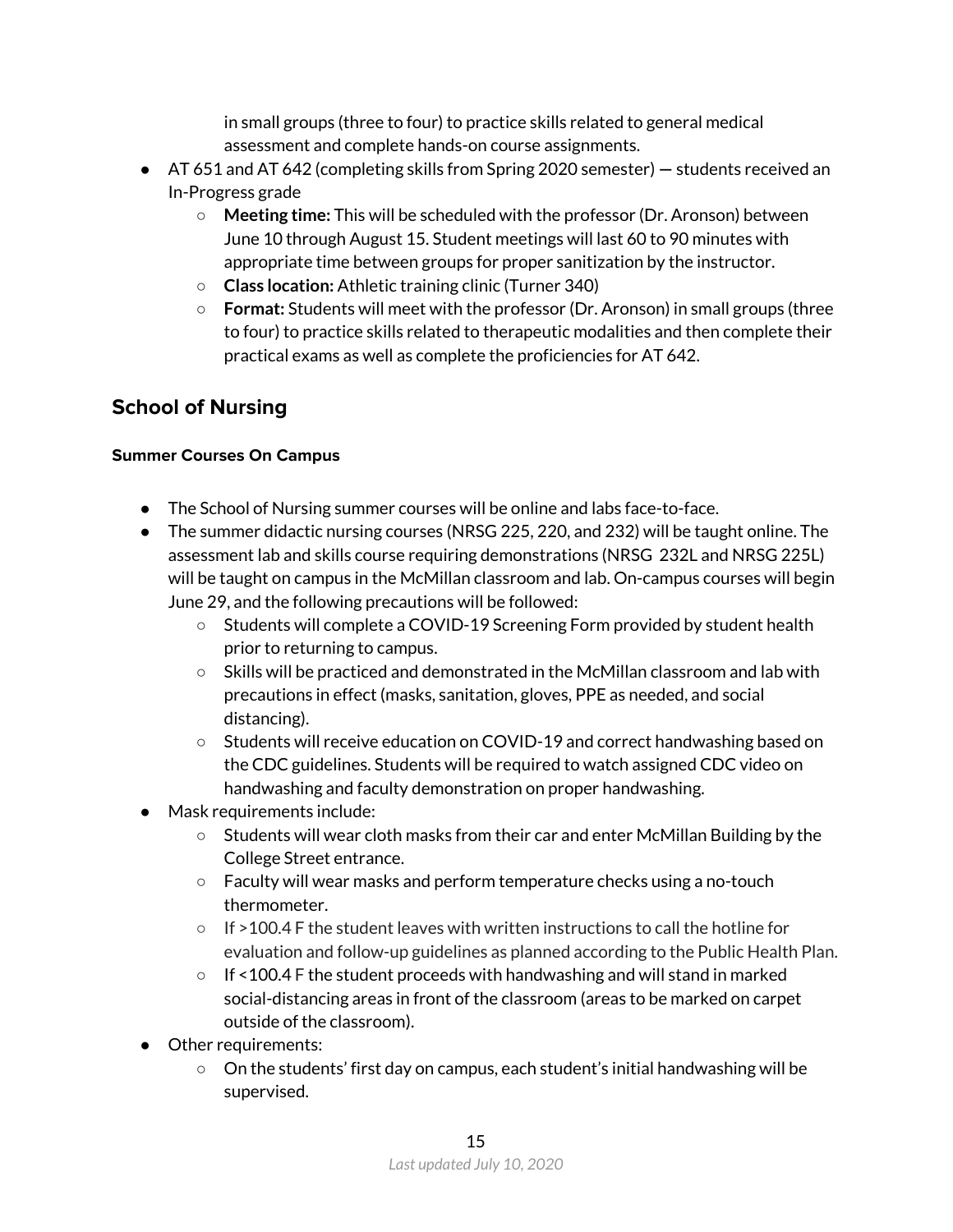in small groups (three to four) to practice skills related to general medical assessment and complete hands-on course assignments.

- AT 651 and AT 642 (completing skills from Spring 2020 semester) — students received an In-Progress grade
    - **Meeting time:** This will be scheduled with the professor (Dr. Aronson) between June 10 through August 15. Student meetings will last 60 to 90 minutes with appropriate time between groups for proper sanitization by the instructor.
    - **Class location:** Athletic training clinic (Turner 340)
    - **Format:** Students will meet with the professor (Dr. Aronson) in small groups (three to four) to practice skills related to therapeutic modalities and then complete their practical exams as well as complete the proficiencies for AT 642.

## School of Nursing

#### Summer Courses On Campus

- The School of Nursing summer courses will be online and labs face-to-face.
- The summer didactic nursing courses (NRSG 225, 220, and 232) will be taught online. The assessment lab and skills course requiring demonstrations (NRSG 232L and NRSG 225L) will be taught on campus in the McMillan classroom and lab. On-campus courses will begin June 29, and the following precautions will be followed:
    - Students will complete a COVID-19 Screening Form provided by student health prior to returning to campus.
    - Skills will be practiced and demonstrated in the McMillan classroom and lab with precautions in effect (masks, sanitation, gloves, PPE as needed, and social distancing).
    - Students will receive education on COVID-19 and correct handwashing based on the CDC guidelines. Students will be required to watch assigned CDC video on handwashing and faculty demonstration on proper handwashing.
- Mask requirements include:
    - Students will wear cloth masks from their car and enter McMillan Building by the College Street entrance.
    - Faculty will wear masks and perform temperature checks using a no-touch thermometer.
    - If >100.4 F the student leaves with written instructions to call the hotline for evaluation and follow-up guidelines as planned according to the Public Health Plan.
    - If <100.4 F the student proceeds with handwashing and will stand in marked social-distancing areas in front of the classroom (areas to be marked on carpet outside of the classroom).
- Other requirements:
    - On the students' first day on campus, each student's initial handwashing will be supervised.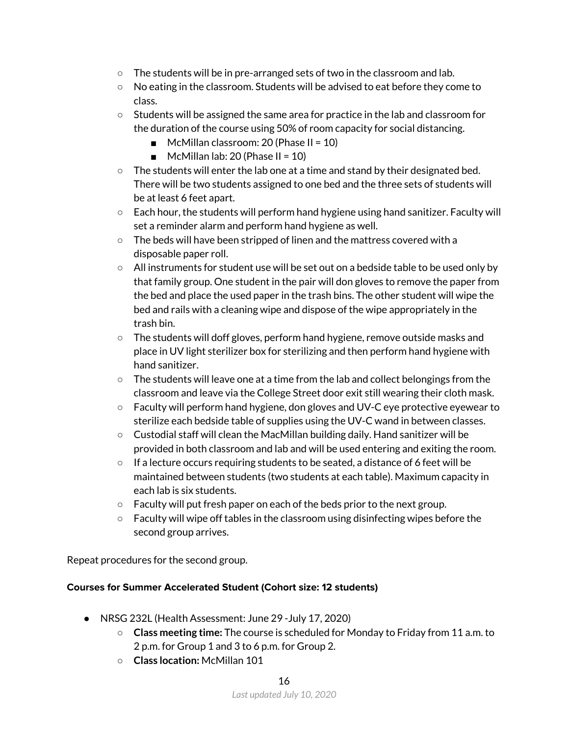- The students will be in pre-arranged sets of two in the classroom and lab.
- No eating in the classroom. Students will be advised to eat before they come to class.
- Students will be assigned the same area for practice in the lab and classroom for the duration of the course using 50% of room capacity for social distancing.
    - McMillan classroom: 20 (Phase II = 10)
    - McMillan lab: 20 (Phase II = 10)
- The students will enter the lab one at a time and stand by their designated bed. There will be two students assigned to one bed and the three sets of students will be at least 6 feet apart.
- Each hour, the students will perform hand hygiene using hand sanitizer. Faculty will set a reminder alarm and perform hand hygiene as well.
- The beds will have been stripped of linen and the mattress covered with a disposable paper roll.
- All instruments for student use will be set out on a bedside table to be used only by that family group. One student in the pair will don gloves to remove the paper from the bed and place the used paper in the trash bins. The other student will wipe the bed and rails with a cleaning wipe and dispose of the wipe appropriately in the trash bin.
- The students will doff gloves, perform hand hygiene, remove outside masks and place in UV light sterilizer box for sterilizing and then perform hand hygiene with hand sanitizer.
- The students will leave one at a time from the lab and collect belongings from the classroom and leave via the College Street door exit still wearing their cloth mask.
- Faculty will perform hand hygiene, don gloves and UV-C eye protective eyewear to sterilize each bedside table of supplies using the UV-C wand in between classes.
- Custodial staff will clean the MacMillan building daily. Hand sanitizer will be provided in both classroom and lab and will be used entering and exiting the room.
- If a lecture occurs requiring students to be seated, a distance of 6 feet will be maintained between students (two students at each table). Maximum capacity in each lab is six students.
- Faculty will put fresh paper on each of the beds prior to the next group.
- Faculty will wipe off tables in the classroom using disinfecting wipes before the second group arrives.

Repeat procedures for the second group.

**Courses for Summer Accelerated Student (Cohort size: 12 students)**

- NRSG 232L (Health Assessment: June 29 -July 17, 2020)
    - **Class meeting time:** The course is scheduled for Monday to Friday from 11 a.m. to 2 p.m. for Group 1 and 3 to 6 p.m. for Group 2.
    - **Class location:** McMillan 101

*Last updated July 10, 2020*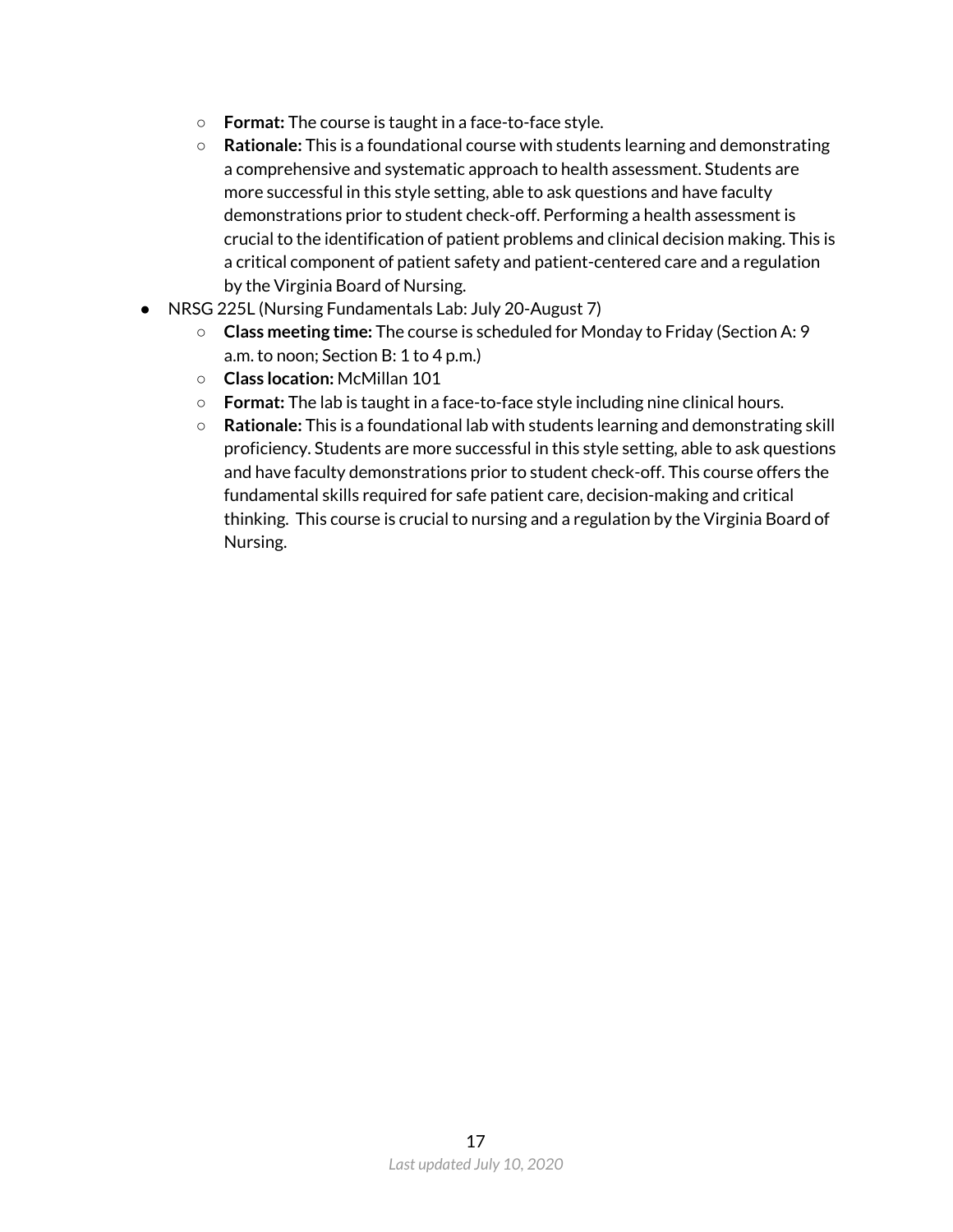- **Format:** The course is taught in a face-to-face style.
  - **Rationale:** This is a foundational course with students learning and demonstrating a comprehensive and systematic approach to health assessment. Students are more successful in this style setting, able to ask questions and have faculty demonstrations prior to student check-off. Performing a health assessment is crucial to the identification of patient problems and clinical decision making. This is a critical component of patient safety and patient-centered care and a regulation by the Virginia Board of Nursing.
- NRSG 225L (Nursing Fundamentals Lab: July 20-August 7)
  - **Class meeting time:** The course is scheduled for Monday to Friday (Section A: 9 a.m. to noon; Section B: 1 to 4 p.m.)
  - **Class location:** McMillan 101
  - **Format:** The lab is taught in a face-to-face style including nine clinical hours.
  - **Rationale:** This is a foundational lab with students learning and demonstrating skill proficiency. Students are more successful in this style setting, able to ask questions and have faculty demonstrations prior to student check-off. This course offers the fundamental skills required for safe patient care, decision-making and critical thinking. This course is crucial to nursing and a regulation by the Virginia Board of Nursing.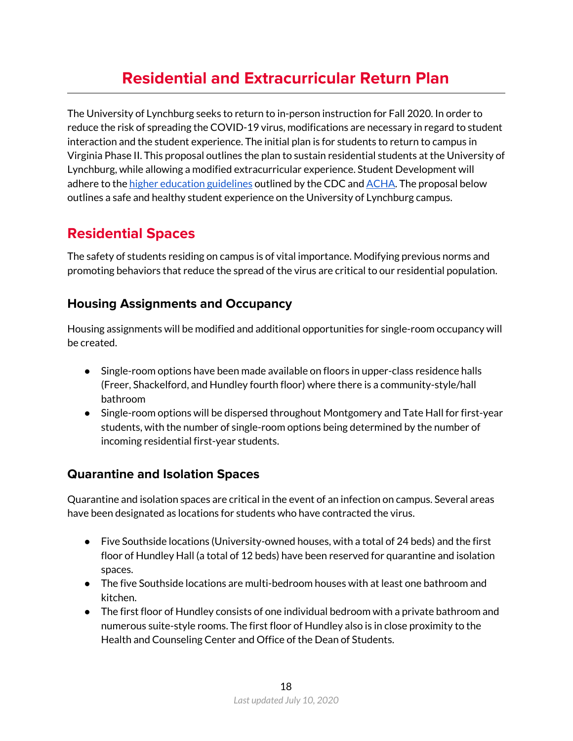# Residential and Extracurricular Return Plan

The University of Lynchburg seeks to return to in-person instruction for Fall 2020. In order to reduce the risk of spreading the COVID-19 virus, modifications are necessary in regard to student interaction and the student experience. The initial plan is for students to return to campus in Virginia Phase II. This proposal outlines the plan to sustain residential students at the University of Lynchburg, while allowing a modified extracurricular experience. Student Development will adhere to the higher education guidelines outlined by the CDC and ACHA. The proposal below outlines a safe and healthy student experience on the University of Lynchburg campus.

## Residential Spaces

The safety of students residing on campus is of vital importance. Modifying previous norms and promoting behaviors that reduce the spread of the virus are critical to our residential population.

### Housing Assignments and Occupancy

Housing assignments will be modified and additional opportunities for single-room occupancy will be created.

- Single-room options have been made available on floors in upper-class residence halls (Freer, Shackelford, and Hundley fourth floor) where there is a community-style/hall bathroom
- Single-room options will be dispersed throughout Montgomery and Tate Hall for first-year students, with the number of single-room options being determined by the number of incoming residential first-year students.

### Quarantine and Isolation Spaces

Quarantine and isolation spaces are critical in the event of an infection on campus. Several areas have been designated as locations for students who have contracted the virus.

- Five Southside locations (University-owned houses, with a total of 24 beds) and the first floor of Hundley Hall (a total of 12 beds) have been reserved for quarantine and isolation spaces.
- The five Southside locations are multi-bedroom houses with at least one bathroom and kitchen.
- The first floor of Hundley consists of one individual bedroom with a private bathroom and numerous suite-style rooms. The first floor of Hundley also is in close proximity to the Health and Counseling Center and Office of the Dean of Students.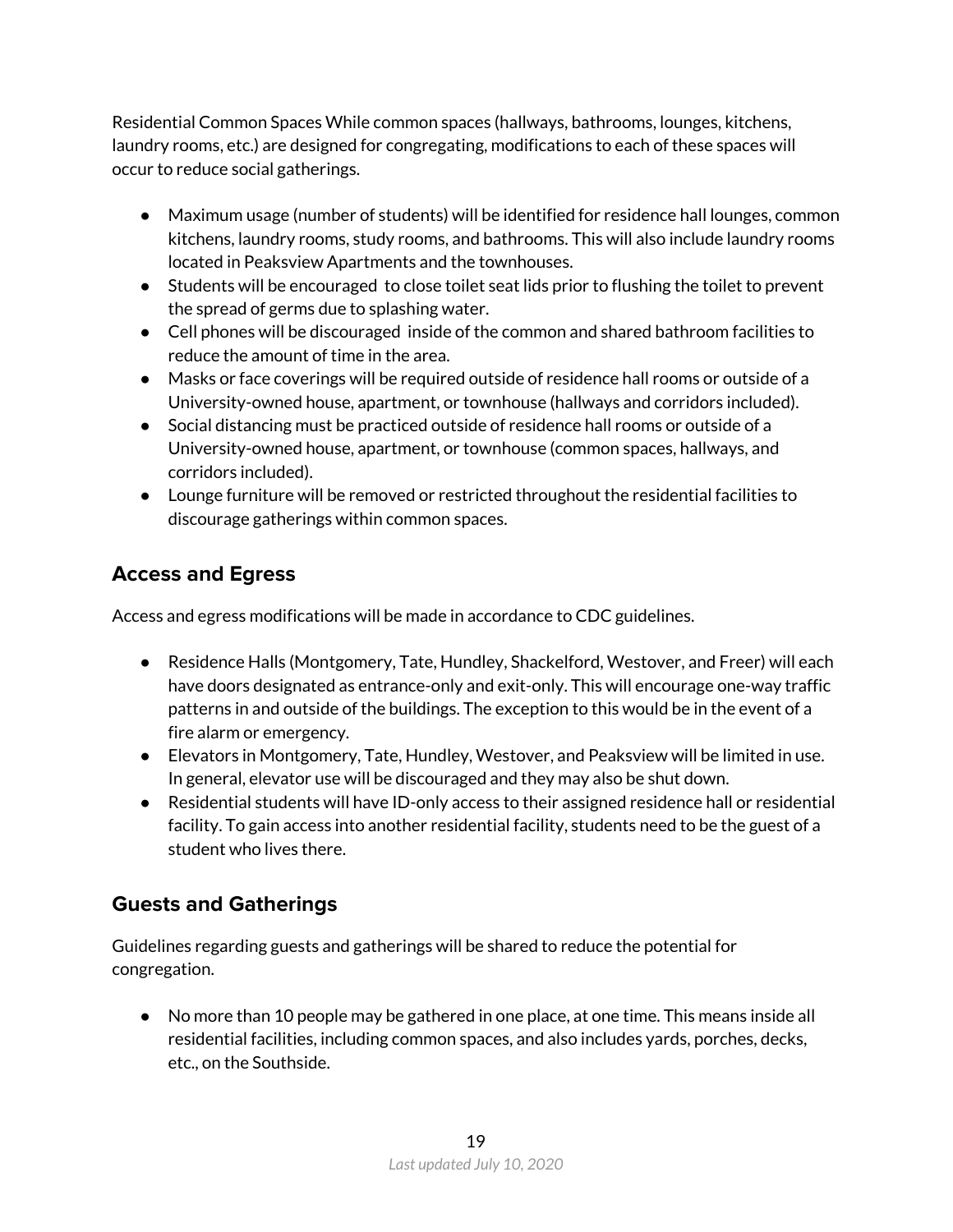Residential Common Spaces While common spaces (hallways, bathrooms, lounges, kitchens, laundry rooms, etc.) are designed for congregating, modifications to each of these spaces will occur to reduce social gatherings.

- Maximum usage (number of students) will be identified for residence hall lounges, common kitchens, laundry rooms, study rooms, and bathrooms. This will also include laundry rooms located in Peaksview Apartments and the townhouses.
- Students will be encouraged to close toilet seat lids prior to flushing the toilet to prevent the spread of germs due to splashing water.
- Cell phones will be discouraged inside of the common and shared bathroom facilities to reduce the amount of time in the area.
- Masks or face coverings will be required outside of residence hall rooms or outside of a University-owned house, apartment, or townhouse (hallways and corridors included).
- Social distancing must be practiced outside of residence hall rooms or outside of a University-owned house, apartment, or townhouse (common spaces, hallways, and corridors included).
- Lounge furniture will be removed or restricted throughout the residential facilities to discourage gatherings within common spaces.

## Access and Egress

Access and egress modifications will be made in accordance to CDC guidelines.

- Residence Halls (Montgomery, Tate, Hundley, Shackelford, Westover, and Freer) will each have doors designated as entrance-only and exit-only. This will encourage one-way traffic patterns in and outside of the buildings. The exception to this would be in the event of a fire alarm or emergency.
- Elevators in Montgomery, Tate, Hundley, Westover, and Peaksview will be limited in use. In general, elevator use will be discouraged and they may also be shut down.
- Residential students will have ID-only access to their assigned residence hall or residential facility. To gain access into another residential facility, students need to be the guest of a student who lives there.

## Guests and Gatherings

Guidelines regarding guests and gatherings will be shared to reduce the potential for congregation.

- No more than 10 people may be gathered in one place, at one time. This means inside all residential facilities, including common spaces, and also includes yards, porches, decks, etc., on the Southside.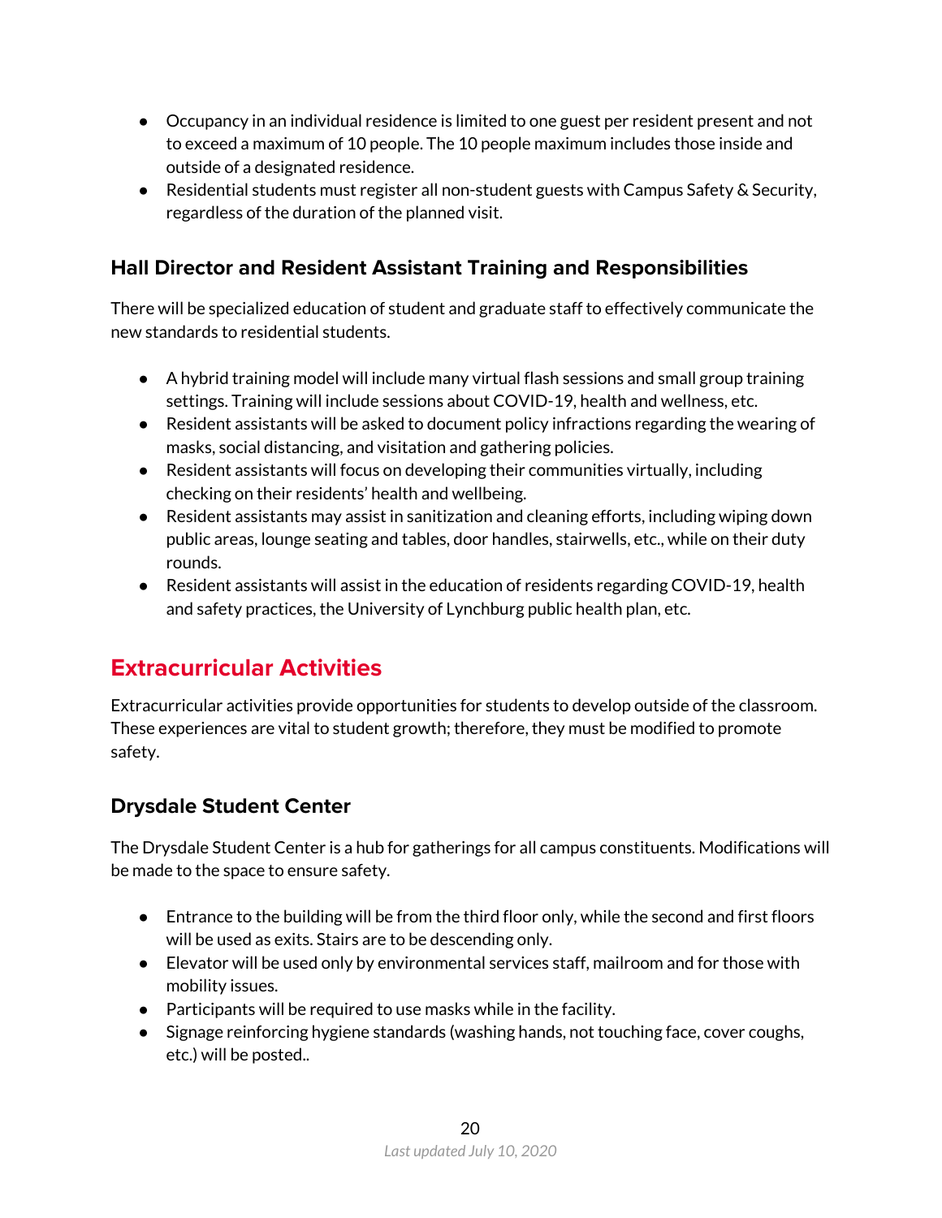- Occupancy in an individual residence is limited to one guest per resident present and not to exceed a maximum of 10 people. The 10 people maximum includes those inside and outside of a designated residence.
- Residential students must register all non-student guests with Campus Safety & Security, regardless of the duration of the planned visit.

### Hall Director and Resident Assistant Training and Responsibilities

There will be specialized education of student and graduate staff to effectively communicate the new standards to residential students.

- A hybrid training model will include many virtual flash sessions and small group training settings. Training will include sessions about COVID-19, health and wellness, etc.
- Resident assistants will be asked to document policy infractions regarding the wearing of masks, social distancing, and visitation and gathering policies.
- Resident assistants will focus on developing their communities virtually, including checking on their residents' health and wellbeing.
- Resident assistants may assist in sanitization and cleaning efforts, including wiping down public areas, lounge seating and tables, door handles, stairwells, etc., while on their duty rounds.
- Resident assistants will assist in the education of residents regarding COVID-19, health and safety practices, the University of Lynchburg public health plan, etc.

## Extracurricular Activities

Extracurricular activities provide opportunities for students to develop outside of the classroom. These experiences are vital to student growth; therefore, they must be modified to promote safety.

### Drysdale Student Center

The Drysdale Student Center is a hub for gatherings for all campus constituents. Modifications will be made to the space to ensure safety.

- Entrance to the building will be from the third floor only, while the second and first floors will be used as exits. Stairs are to be descending only.
- Elevator will be used only by environmental services staff, mailroom and for those with mobility issues.
- Participants will be required to use masks while in the facility.
- Signage reinforcing hygiene standards (washing hands, not touching face, cover coughs, etc.) will be posted..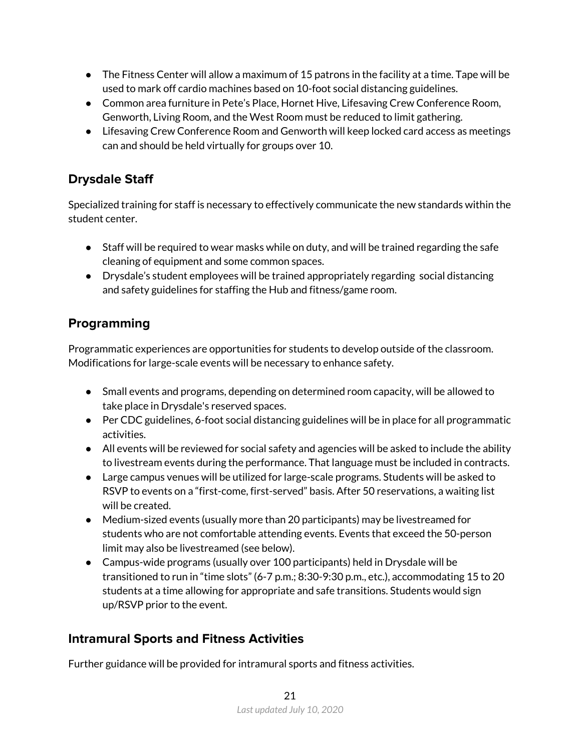- The Fitness Center will allow a maximum of 15 patrons in the facility at a time. Tape will be used to mark off cardio machines based on 10-foot social distancing guidelines.
- Common area furniture in Pete's Place, Hornet Hive, Lifesaving Crew Conference Room, Genworth, Living Room, and the West Room must be reduced to limit gathering.
- Lifesaving Crew Conference Room and Genworth will keep locked card access as meetings can and should be held virtually for groups over 10.

## Drysdale Staff

Specialized training for staff is necessary to effectively communicate the new standards within the student center.

- Staff will be required to wear masks while on duty, and will be trained regarding the safe cleaning of equipment and some common spaces.
- Drysdale's student employees will be trained appropriately regarding social distancing and safety guidelines for staffing the Hub and fitness/game room.

## Programming

Programmatic experiences are opportunities for students to develop outside of the classroom. Modifications for large-scale events will be necessary to enhance safety.

- Small events and programs, depending on determined room capacity, will be allowed to take place in Drysdale's reserved spaces.
- Per CDC guidelines, 6-foot social distancing guidelines will be in place for all programmatic activities.
- All events will be reviewed for social safety and agencies will be asked to include the ability to livestream events during the performance. That language must be included in contracts.
- Large campus venues will be utilized for large-scale programs. Students will be asked to RSVP to events on a "first-come, first-served" basis. After 50 reservations, a waiting list will be created.
- Medium-sized events (usually more than 20 participants) may be livestreamed for students who are not comfortable attending events. Events that exceed the 50-person limit may also be livestreamed (see below).
- Campus-wide programs (usually over 100 participants) held in Drysdale will be transitioned to run in "time slots" (6-7 p.m.; 8:30-9:30 p.m., etc.), accommodating 15 to 20 students at a time allowing for appropriate and safe transitions. Students would sign up/RSVP prior to the event.

## Intramural Sports and Fitness Activities

Further guidance will be provided for intramural sports and fitness activities.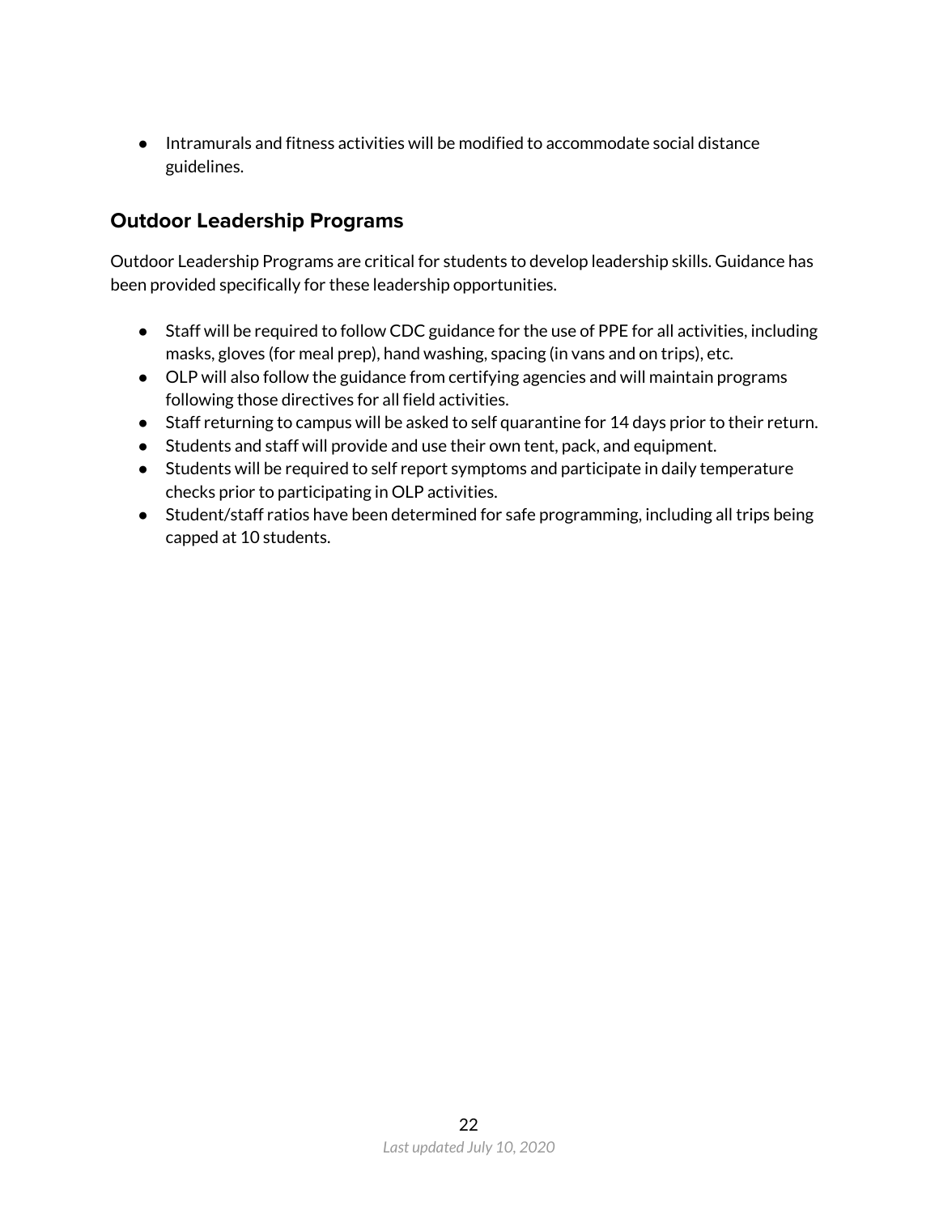- Intramurals and fitness activities will be modified to accommodate social distance guidelines.

## Outdoor Leadership Programs

Outdoor Leadership Programs are critical for students to develop leadership skills. Guidance has been provided specifically for these leadership opportunities.

- Staff will be required to follow CDC guidance for the use of PPE for all activities, including masks, gloves (for meal prep), hand washing, spacing (in vans and on trips), etc.
- OLP will also follow the guidance from certifying agencies and will maintain programs following those directives for all field activities.
- Staff returning to campus will be asked to self quarantine for 14 days prior to their return.
- Students and staff will provide and use their own tent, pack, and equipment.
- Students will be required to self report symptoms and participate in daily temperature checks prior to participating in OLP activities.
- Student/staff ratios have been determined for safe programming, including all trips being capped at 10 students.

*Last updated July 10, 2020*